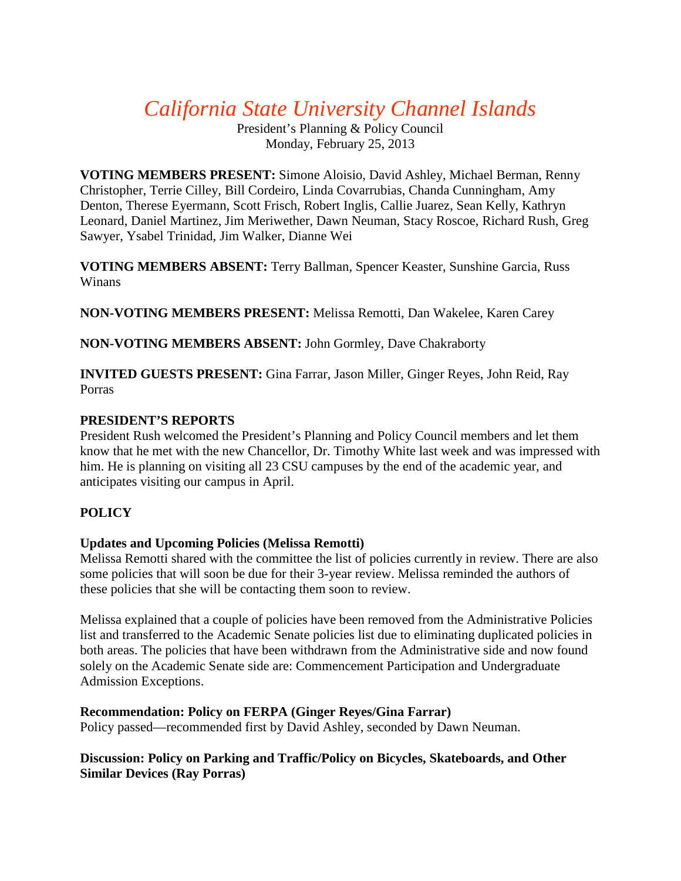# *California State University Channel Islands*

President's Planning & Policy Council
Monday, February 25, 2013

**VOTING MEMBERS PRESENT:** Simone Aloisio, David Ashley, Michael Berman, Renny Christopher, Terrie Cilley, Bill Cordeiro, Linda Covarrubias, Chanda Cunningham, Amy Denton, Therese Eyermann, Scott Frisch, Robert Inglis, Callie Juarez, Sean Kelly, Kathryn Leonard, Daniel Martinez, Jim Meriwether, Dawn Neuman, Stacy Roscoe, Richard Rush, Greg Sawyer, Ysabel Trinidad, Jim Walker, Dianne Wei

**VOTING MEMBERS ABSENT:** Terry Ballman, Spencer Keaster, Sunshine Garcia, Russ Winans

**NON-VOTING MEMBERS PRESENT:** Melissa Remotti, Dan Wakelee, Karen Carey

**NON-VOTING MEMBERS ABSENT:** John Gormley, Dave Chakraborty

**INVITED GUESTS PRESENT:** Gina Farrar, Jason Miller, Ginger Reyes, John Reid, Ray Porras

**PRESIDENT'S REPORTS**

President Rush welcomed the President's Planning and Policy Council members and let them know that he met with the new Chancellor, Dr. Timothy White last week and was impressed with him. He is planning on visiting all 23 CSU campuses by the end of the academic year, and anticipates visiting our campus in April.

**POLICY**

**Updates and Upcoming Policies (Melissa Remotti)**

Melissa Remotti shared with the committee the list of policies currently in review. There are also some policies that will soon be due for their 3-year review. Melissa reminded the authors of these policies that she will be contacting them soon to review.

Melissa explained that a couple of policies have been removed from the Administrative Policies list and transferred to the Academic Senate policies list due to eliminating duplicated policies in both areas. The policies that have been withdrawn from the Administrative side and now found solely on the Academic Senate side are: Commencement Participation and Undergraduate Admission Exceptions.

**Recommendation: Policy on FERPA (Ginger Reyes/Gina Farrar)**

Policy passed—recommended first by David Ashley, seconded by Dawn Neuman.

**Discussion: Policy on Parking and Traffic/Policy on Bicycles, Skateboards, and Other Similar Devices (Ray Porras)**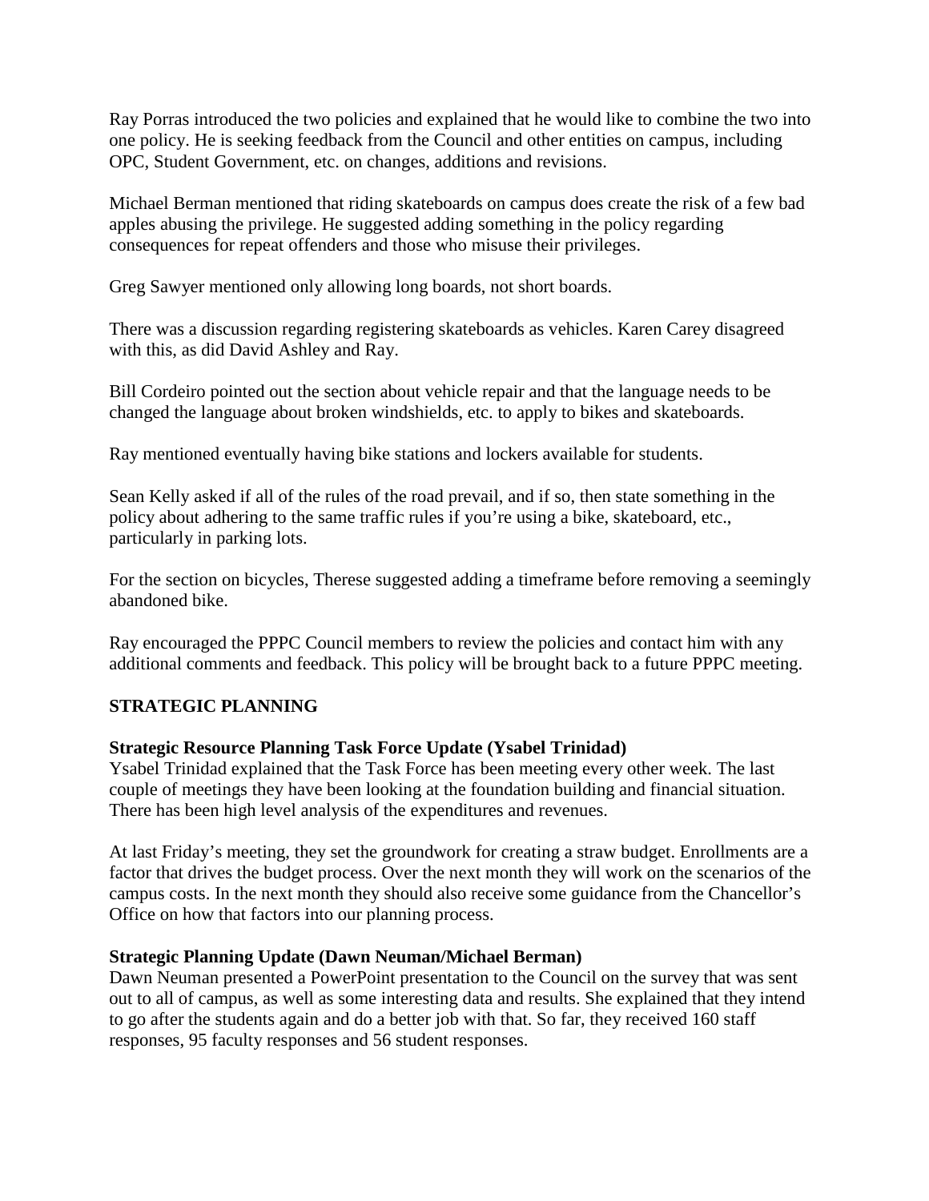Ray Porras introduced the two policies and explained that he would like to combine the two into one policy. He is seeking feedback from the Council and other entities on campus, including OPC, Student Government, etc. on changes, additions and revisions.

Michael Berman mentioned that riding skateboards on campus does create the risk of a few bad apples abusing the privilege. He suggested adding something in the policy regarding consequences for repeat offenders and those who misuse their privileges.

Greg Sawyer mentioned only allowing long boards, not short boards.

There was a discussion regarding registering skateboards as vehicles. Karen Carey disagreed with this, as did David Ashley and Ray.

Bill Cordeiro pointed out the section about vehicle repair and that the language needs to be changed the language about broken windshields, etc. to apply to bikes and skateboards.

Ray mentioned eventually having bike stations and lockers available for students.

Sean Kelly asked if all of the rules of the road prevail, and if so, then state something in the policy about adhering to the same traffic rules if you're using a bike, skateboard, etc., particularly in parking lots.

For the section on bicycles, Therese suggested adding a timeframe before removing a seemingly abandoned bike.

Ray encouraged the PPPC Council members to review the policies and contact him with any additional comments and feedback. This policy will be brought back to a future PPPC meeting.

## STRATEGIC PLANNING

**Strategic Resource Planning Task Force Update (Ysabel Trinidad)**
Ysabel Trinidad explained that the Task Force has been meeting every other week. The last couple of meetings they have been looking at the foundation building and financial situation. There has been high level analysis of the expenditures and revenues.

At last Friday's meeting, they set the groundwork for creating a straw budget. Enrollments are a factor that drives the budget process. Over the next month they will work on the scenarios of the campus costs. In the next month they should also receive some guidance from the Chancellor's Office on how that factors into our planning process.

**Strategic Planning Update (Dawn Neuman/Michael Berman)**
Dawn Neuman presented a PowerPoint presentation to the Council on the survey that was sent out to all of campus, as well as some interesting data and results. She explained that they intend to go after the students again and do a better job with that. So far, they received 160 staff responses, 95 faculty responses and 56 student responses.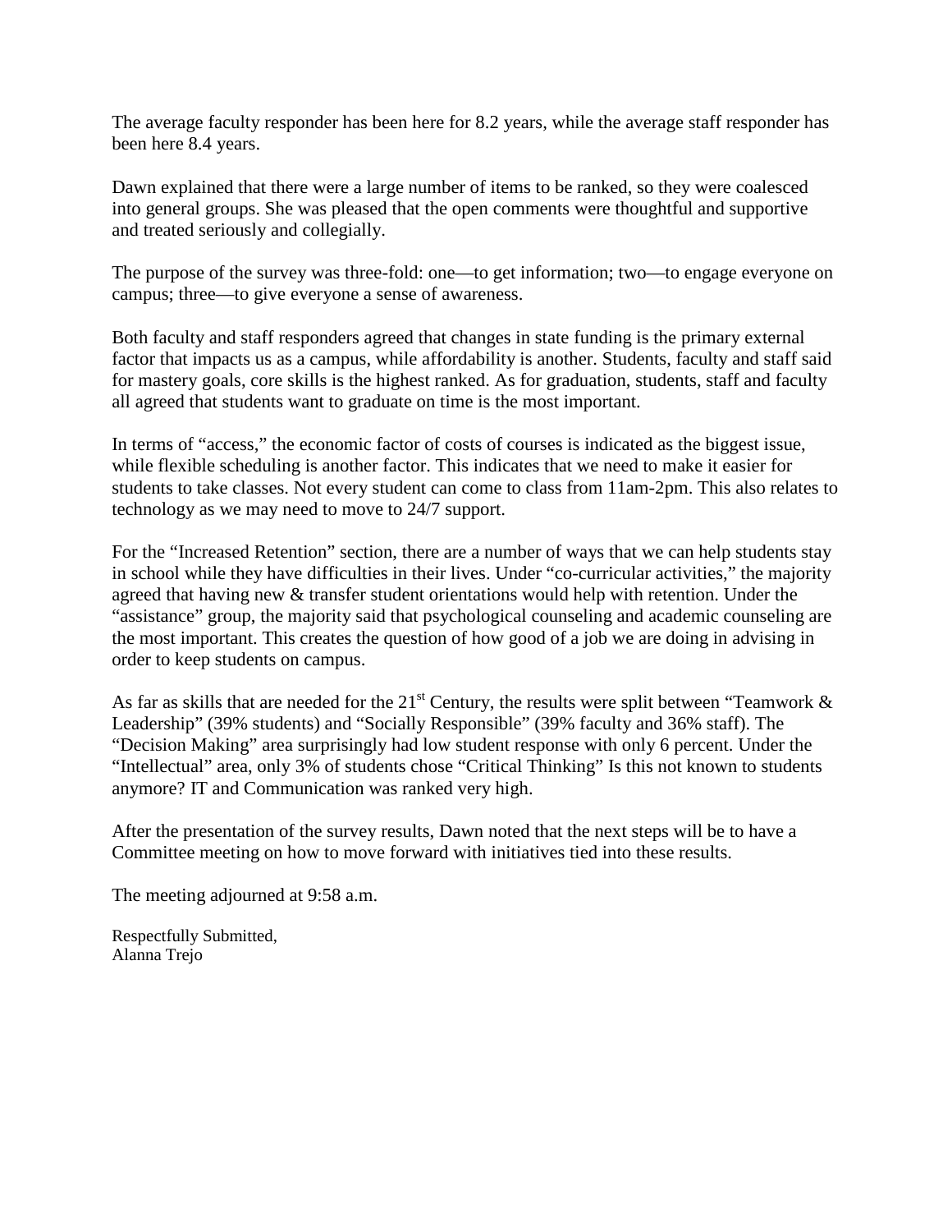The average faculty responder has been here for 8.2 years, while the average staff responder has been here 8.4 years.

Dawn explained that there were a large number of items to be ranked, so they were coalesced into general groups. She was pleased that the open comments were thoughtful and supportive and treated seriously and collegially.

The purpose of the survey was three-fold: one—to get information; two—to engage everyone on campus; three—to give everyone a sense of awareness.

Both faculty and staff responders agreed that changes in state funding is the primary external factor that impacts us as a campus, while affordability is another. Students, faculty and staff said for mastery goals, core skills is the highest ranked. As for graduation, students, staff and faculty all agreed that students want to graduate on time is the most important.

In terms of "access," the economic factor of costs of courses is indicated as the biggest issue, while flexible scheduling is another factor. This indicates that we need to make it easier for students to take classes. Not every student can come to class from 11am-2pm. This also relates to technology as we may need to move to 24/7 support.

For the "Increased Retention" section, there are a number of ways that we can help students stay in school while they have difficulties in their lives. Under "co-curricular activities," the majority agreed that having new & transfer student orientations would help with retention. Under the "assistance" group, the majority said that psychological counseling and academic counseling are the most important. This creates the question of how good of a job we are doing in advising in order to keep students on campus.

As far as skills that are needed for the 21st Century, the results were split between "Teamwork & Leadership" (39% students) and "Socially Responsible" (39% faculty and 36% staff). The "Decision Making" area surprisingly had low student response with only 6 percent. Under the "Intellectual" area, only 3% of students chose "Critical Thinking" Is this not known to students anymore? IT and Communication was ranked very high.

After the presentation of the survey results, Dawn noted that the next steps will be to have a Committee meeting on how to move forward with initiatives tied into these results.

The meeting adjourned at 9:58 a.m.

Respectfully Submitted,
Alanna Trejo